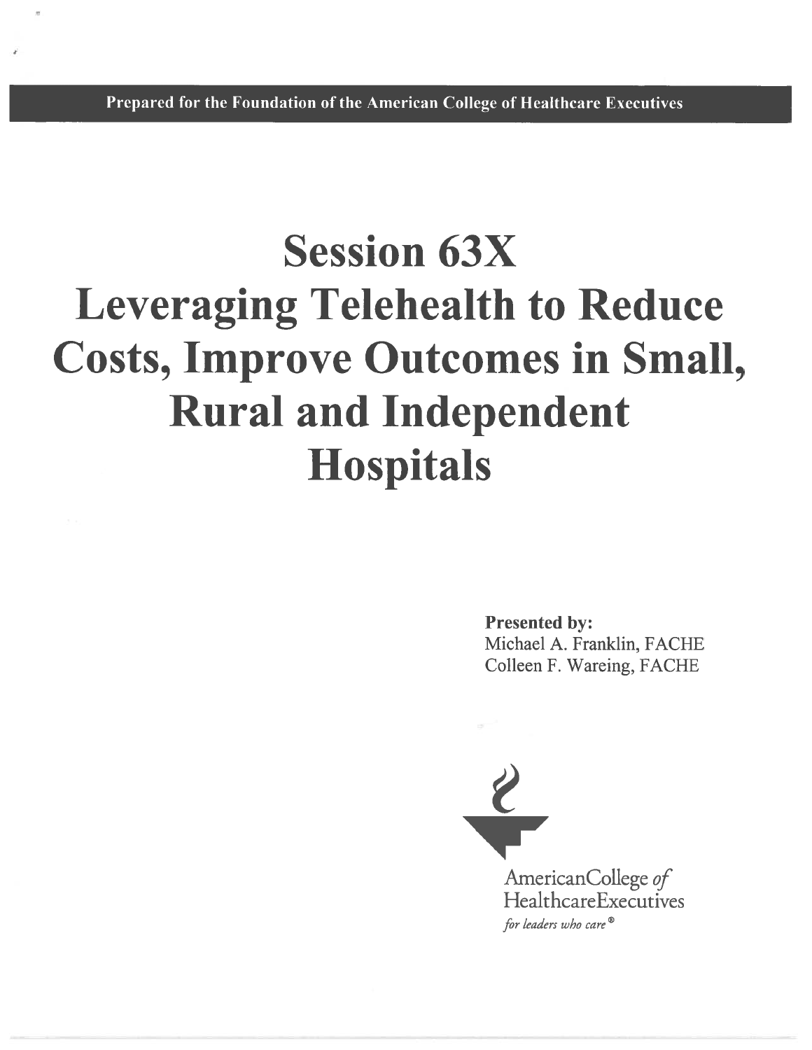**Prepared for the Foundation of the American College of Healthcare Executives**

# Session 63X
# Leveraging Telehealth to Reduce Costs, Improve Outcomes in Small, Rural and Independent Hospitals

**Presented by:**
Michael A. Franklin, FACHE
Colleen F. Wareing, FACHE

American College *of* Healthcare Executives
*for leaders who care*®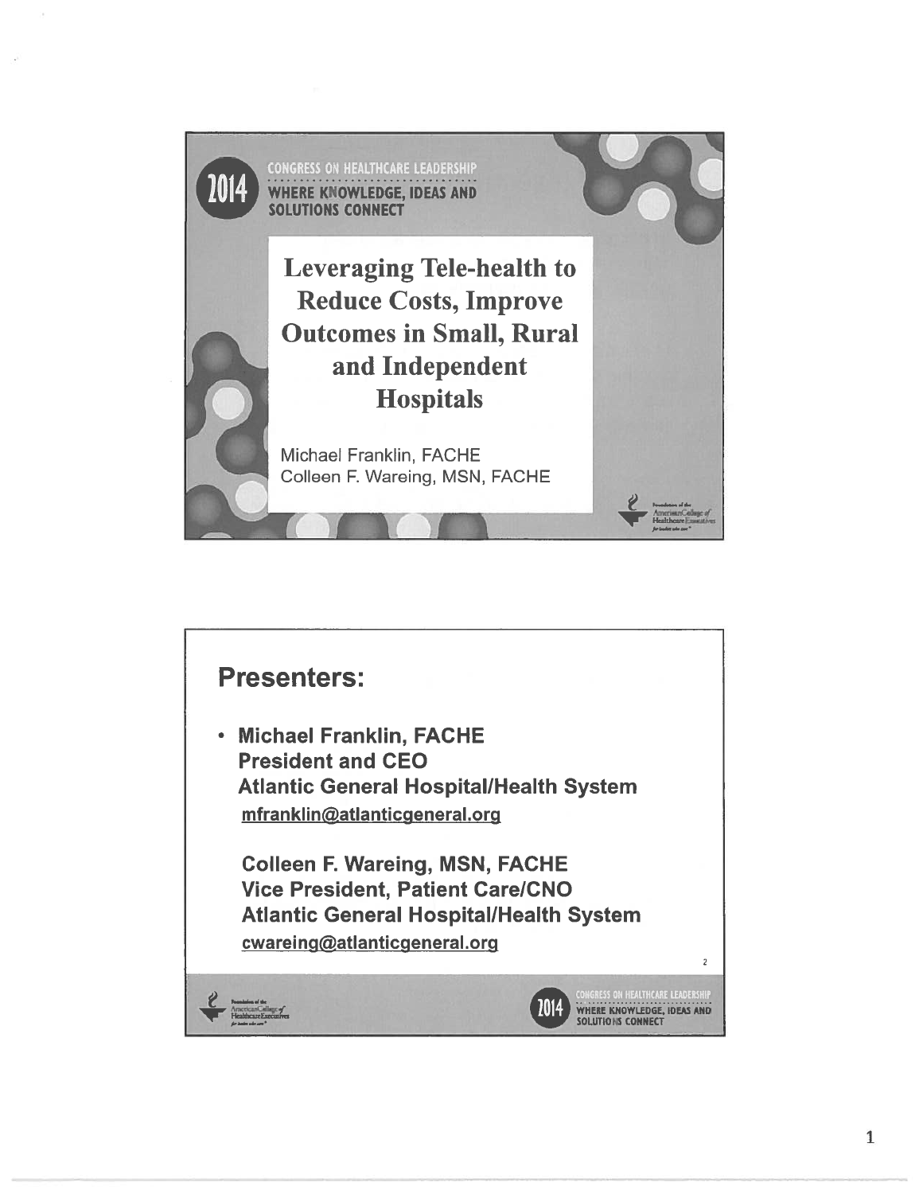2014 CONGRESS ON HEALTHCARE LEADERSHIP
WHERE KNOWLEDGE, IDEAS AND SOLUTIONS CONNECT

# Leveraging Tele-health to Reduce Costs, Improve Outcomes in Small, Rural and Independent Hospitals

Michael Franklin, FACHE
Colleen F. Wareing, MSN, FACHE

## Presenters:

- **Michael Franklin, FACHE**
  **President and CEO**
  **Atlantic General Hospital/Health System**
  mfranklin@atlanticgeneral.org

  **Colleen F. Wareing, MSN, FACHE**
  **Vice President, Patient Care/CNO**
  **Atlantic General Hospital/Health System**
  cwareing@atlanticgeneral.org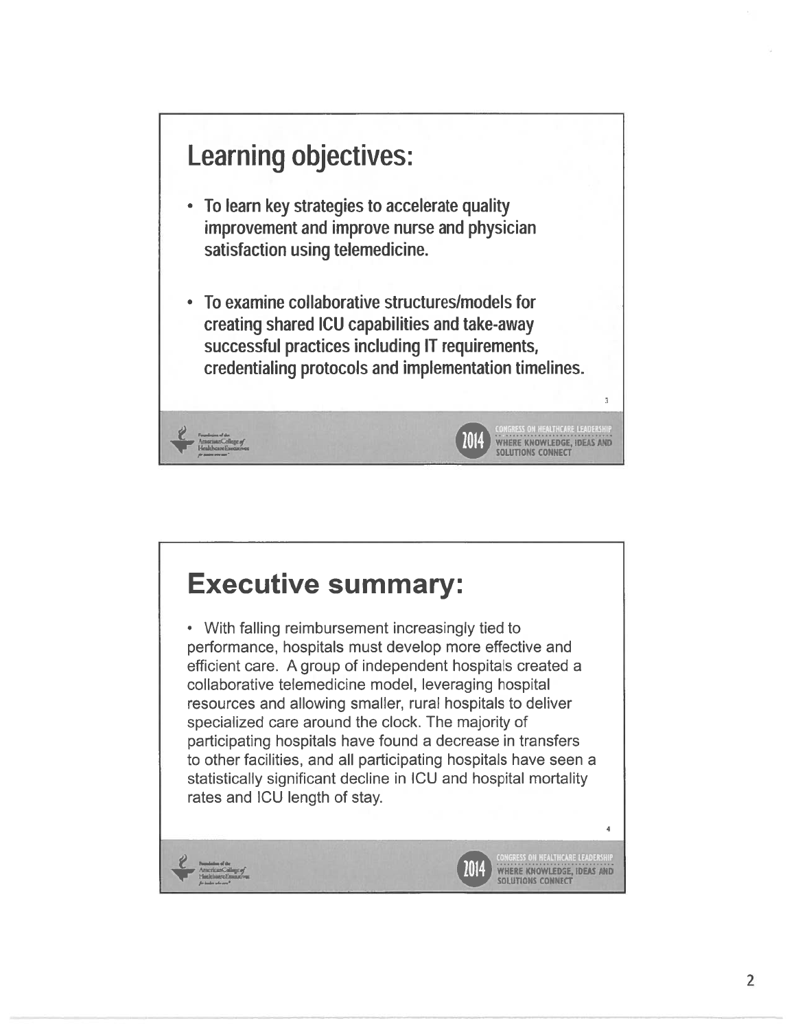## Learning objectives:

- To learn key strategies to accelerate quality improvement and improve nurse and physician satisfaction using telemedicine.
- To examine collaborative structures/models for creating shared ICU capabilities and take-away successful practices including IT requirements, credentialing protocols and implementation timelines.

## Executive summary:

- With falling reimbursement increasingly tied to performance, hospitals must develop more effective and efficient care. A group of independent hospitals created a collaborative telemedicine model, leveraging hospital resources and allowing smaller, rural hospitals to deliver specialized care around the clock. The majority of participating hospitals have found a decrease in transfers to other facilities, and all participating hospitals have seen a statistically significant decline in ICU and hospital mortality rates and ICU length of stay.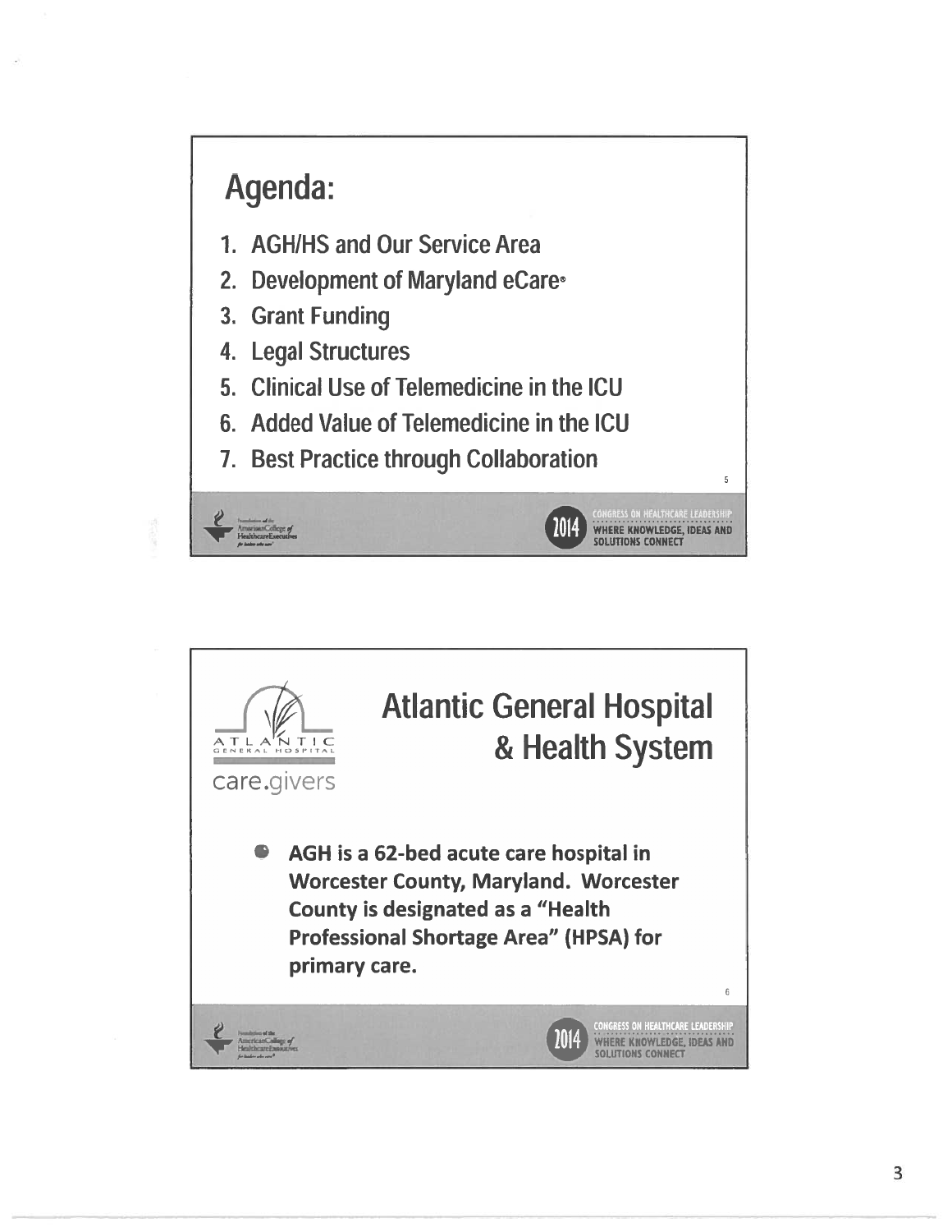## Agenda:

1. AGH/HS and Our Service Area
2. Development of Maryland eCare®
3. Grant Funding
4. Legal Structures
5. Clinical Use of Telemedicine in the ICU
6. Added Value of Telemedicine in the ICU
7. Best Practice through Collaboration

## Atlantic General Hospital & Health System

ATLANTIC GENERAL HOSPITAL

care.givers

- **AGH is a 62-bed acute care hospital in Worcester County, Maryland. Worcester County is designated as a "Health Professional Shortage Area" (HPSA) for primary care.**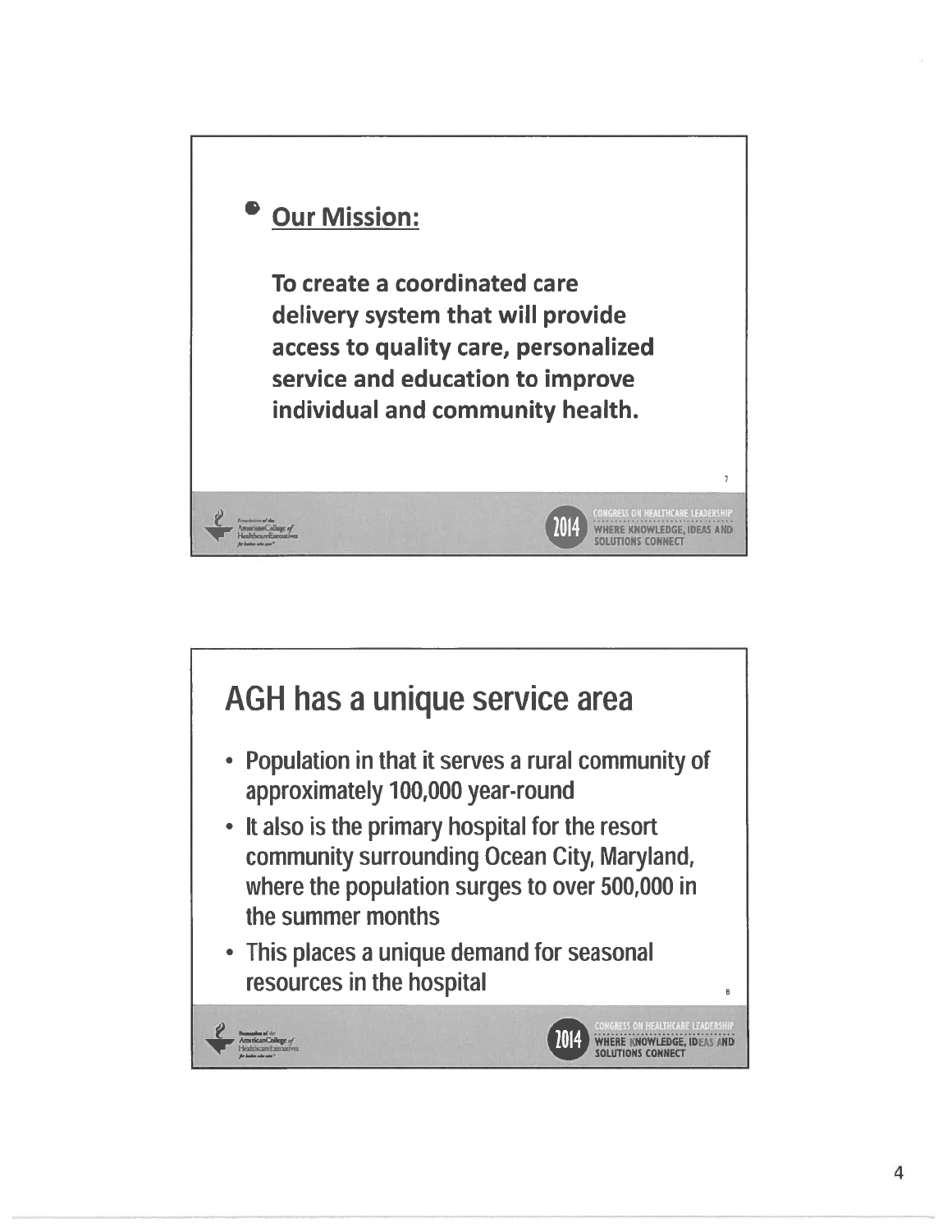- **Our Mission:**

  **To create a coordinated care delivery system that will provide access to quality care, personalized service and education to improve individual and community health.**

## AGH has a unique service area

- Population in that it serves a rural community of approximately 100,000 year-round
- It also is the primary hospital for the resort community surrounding Ocean City, Maryland, where the population surges to over 500,000 in the summer months
- This places a unique demand for seasonal resources in the hospital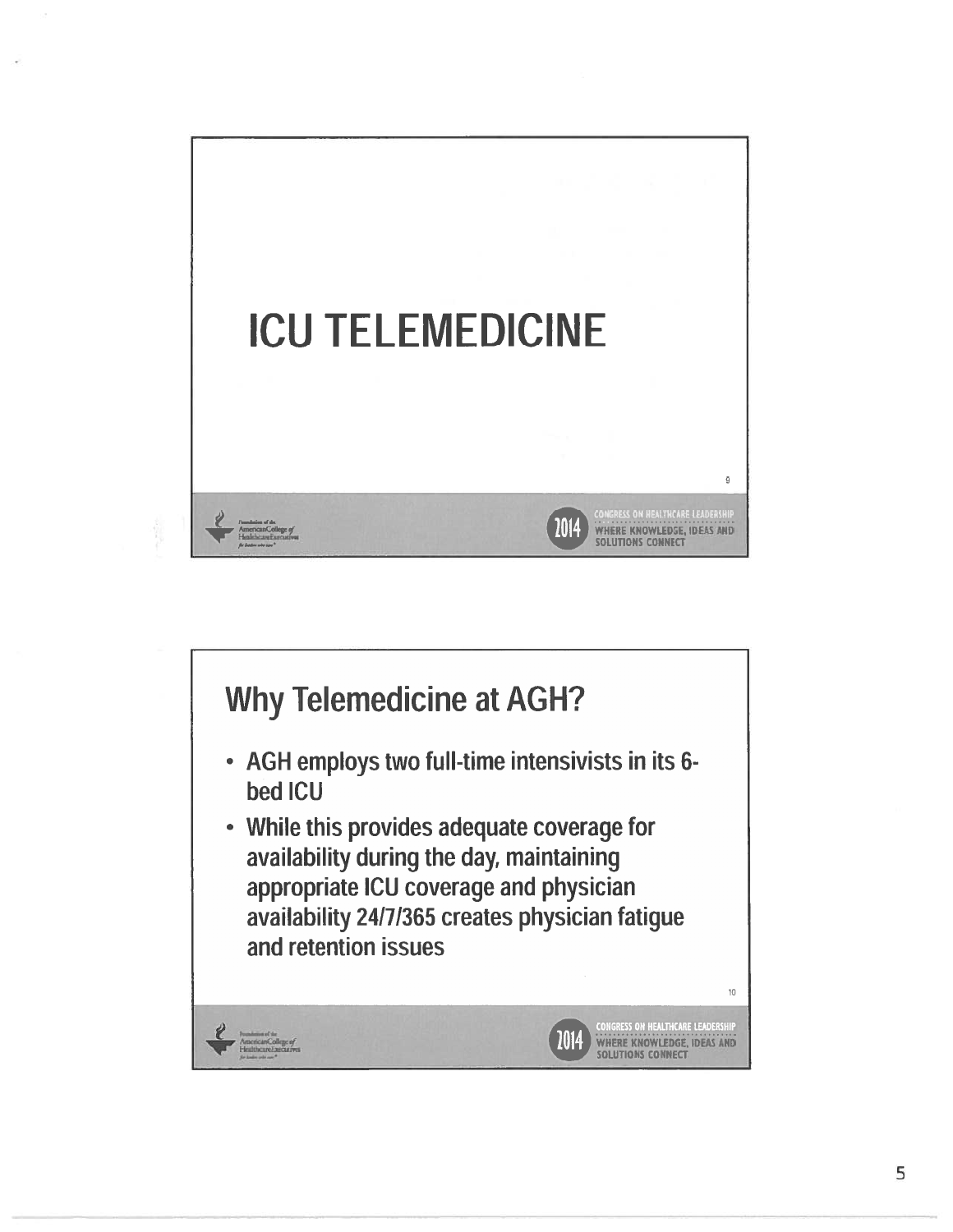# ICU TELEMEDICINE

## Why Telemedicine at AGH?

- AGH employs two full-time intensivists in its 6-bed ICU
- While this provides adequate coverage for availability during the day, maintaining appropriate ICU coverage and physician availability 24/7/365 creates physician fatigue and retention issues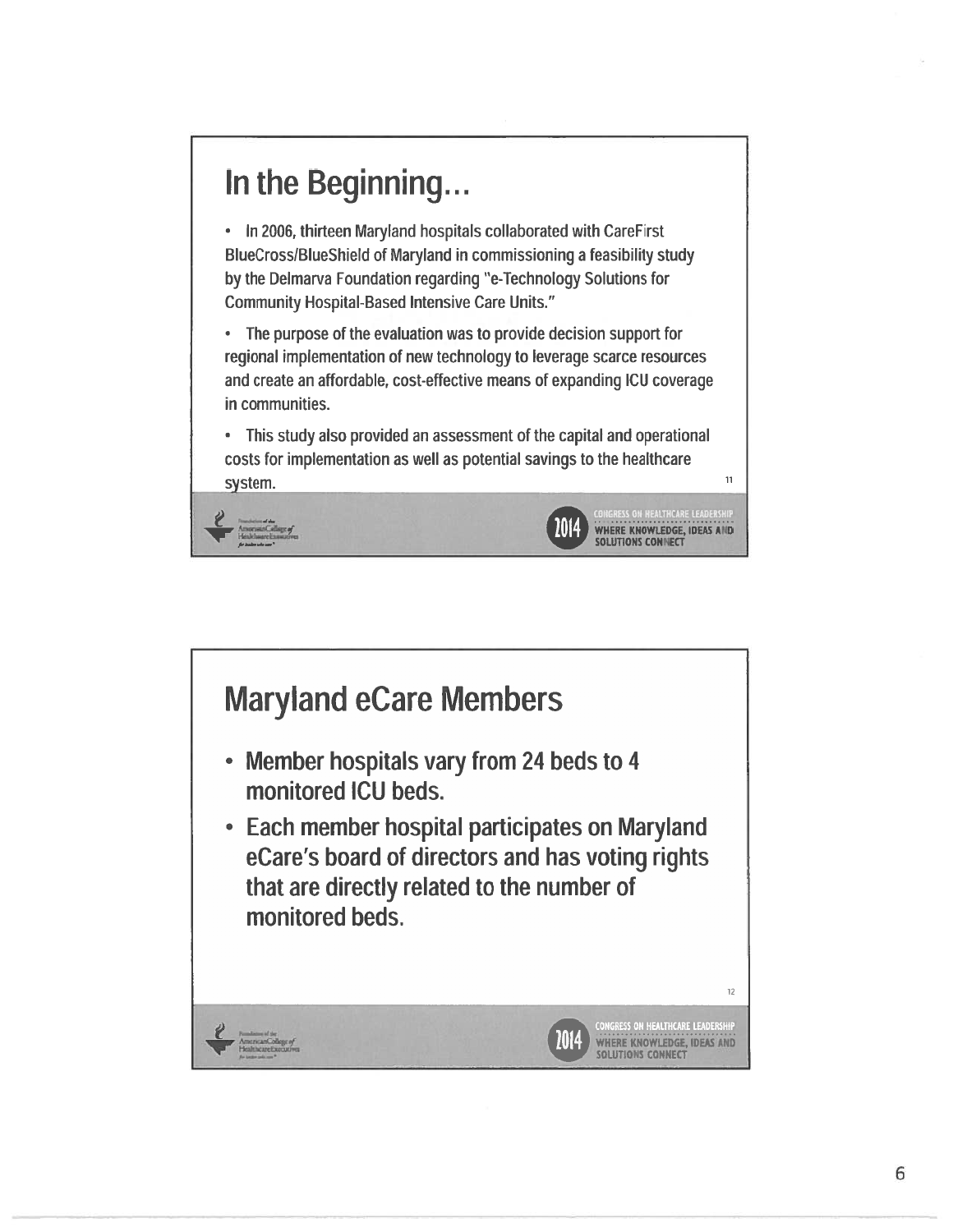## In the Beginning...

- In 2006, thirteen Maryland hospitals collaborated with CareFirst BlueCross/BlueShield of Maryland in commissioning a feasibility study by the Delmarva Foundation regarding "e-Technology Solutions for Community Hospital-Based Intensive Care Units."
- The purpose of the evaluation was to provide decision support for regional implementation of new technology to leverage scarce resources and create an affordable, cost-effective means of expanding ICU coverage in communities.
- This study also provided an assessment of the capital and operational costs for implementation as well as potential savings to the healthcare system.

## Maryland eCare Members

- Member hospitals vary from 24 beds to 4 monitored ICU beds.
- Each member hospital participates on Maryland eCare's board of directors and has voting rights that are directly related to the number of monitored beds.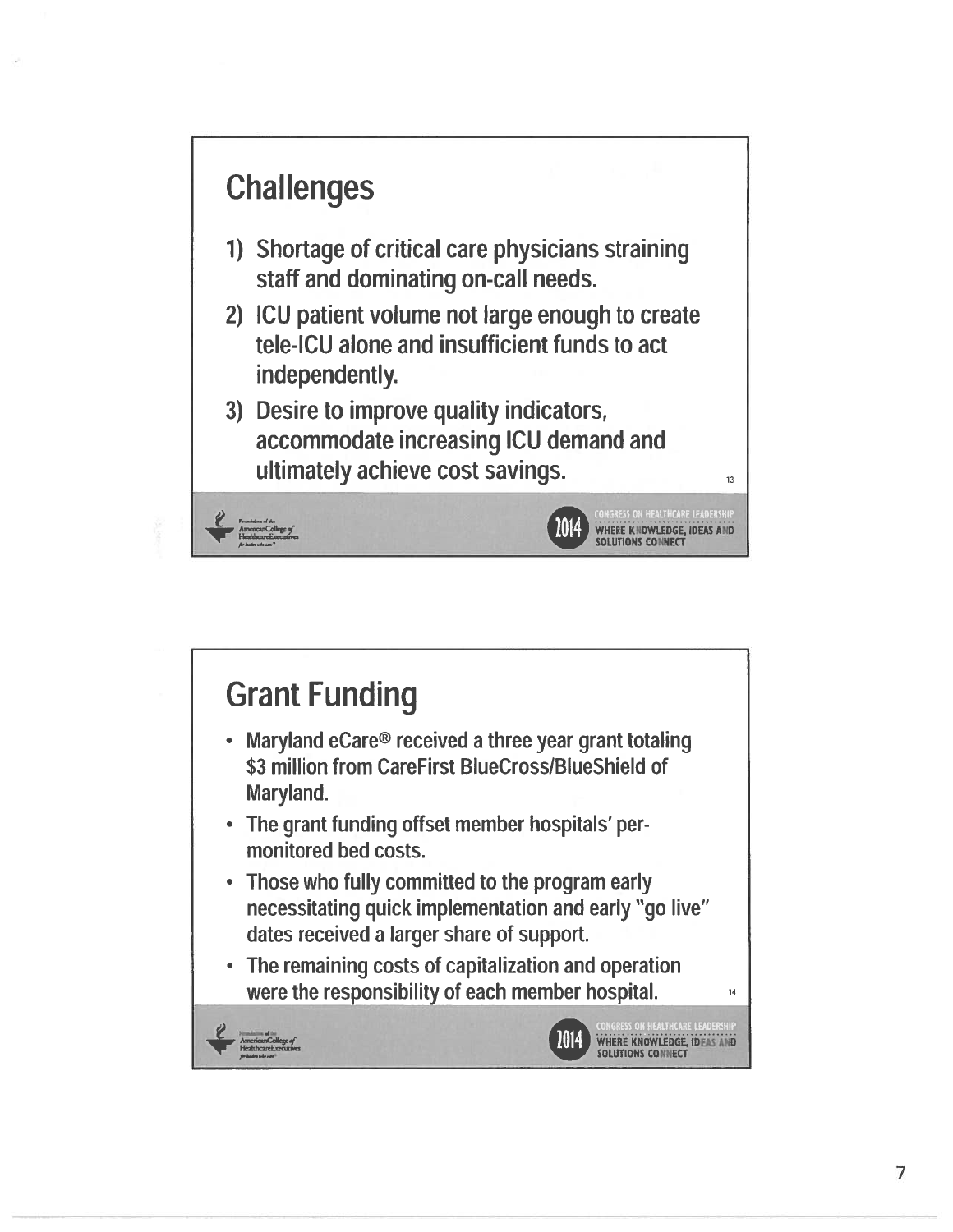## Challenges

1) Shortage of critical care physicians straining staff and dominating on-call needs.
2) ICU patient volume not large enough to create tele-ICU alone and insufficient funds to act independently.
3) Desire to improve quality indicators, accommodate increasing ICU demand and ultimately achieve cost savings.

## Grant Funding

- Maryland eCare® received a three year grant totaling $3 million from CareFirst BlueCross/BlueShield of Maryland.
- The grant funding offset member hospitals' per-monitored bed costs.
- Those who fully committed to the program early necessitating quick implementation and early "go live" dates received a larger share of support.
- The remaining costs of capitalization and operation were the responsibility of each member hospital.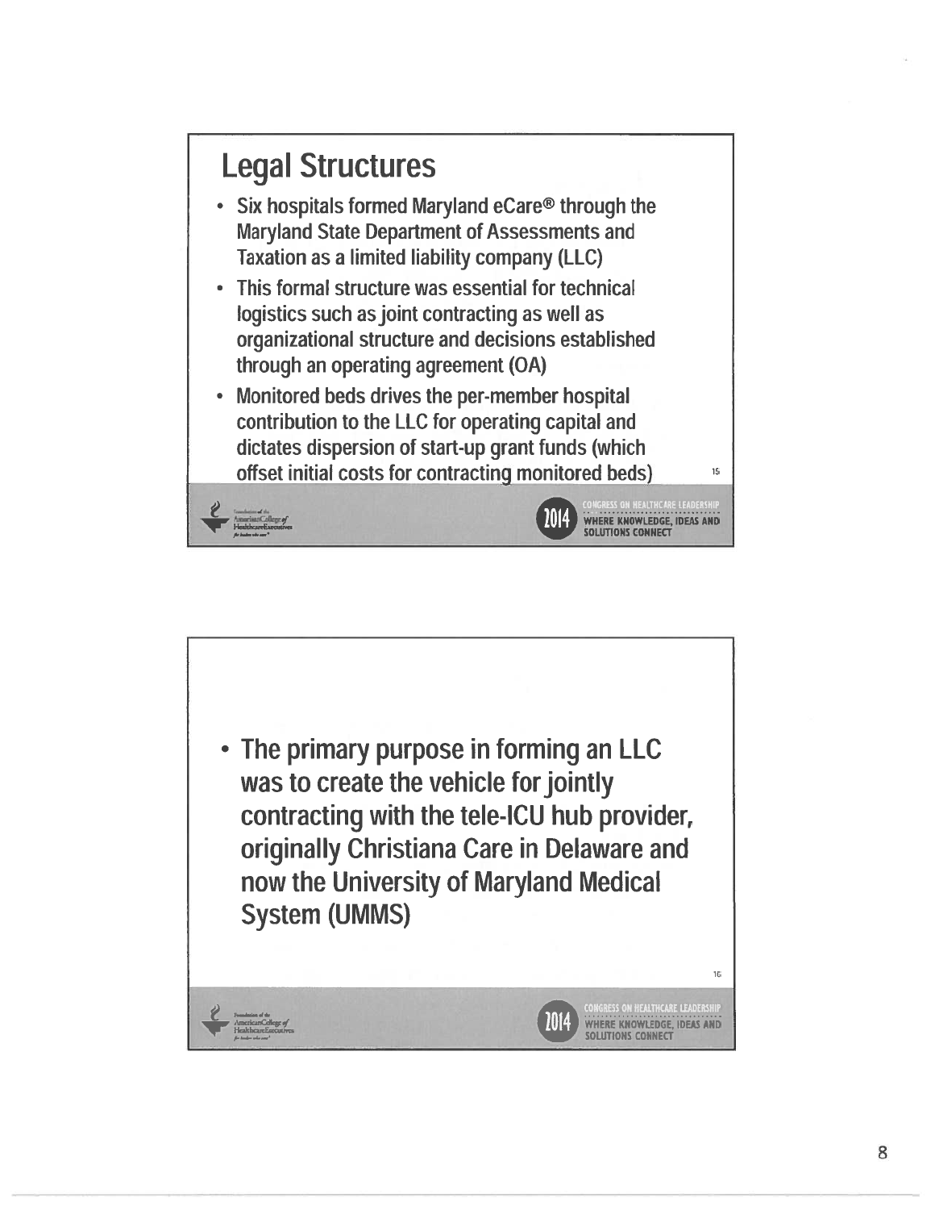## Legal Structures

- Six hospitals formed Maryland eCare® through the Maryland State Department of Assessments and Taxation as a limited liability company (LLC)
- This formal structure was essential for technical logistics such as joint contracting as well as organizational structure and decisions established through an operating agreement (OA)
- Monitored beds drives the per-member hospital contribution to the LLC for operating capital and dictates dispersion of start-up grant funds (which offset initial costs for contracting monitored beds)

---

- The primary purpose in forming an LLC was to create the vehicle for jointly contracting with the tele-ICU hub provider, originally Christiana Care in Delaware and now the University of Maryland Medical System (UMMS)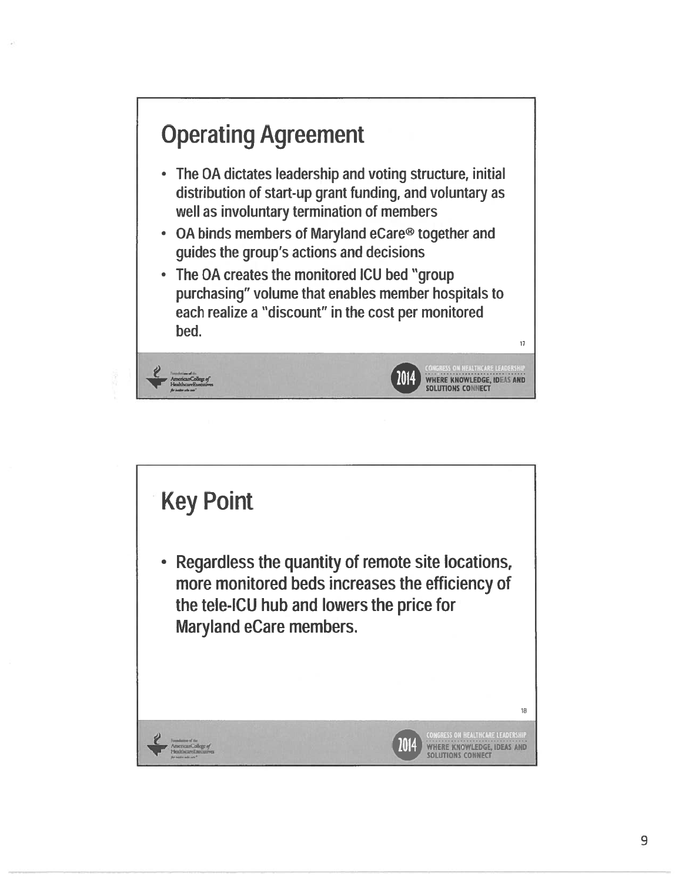## Operating Agreement

- The OA dictates leadership and voting structure, initial distribution of start-up grant funding, and voluntary as well as involuntary termination of members
- OA binds members of Maryland eCare® together and guides the group's actions and decisions
- The OA creates the monitored ICU bed "group purchasing" volume that enables member hospitals to each realize a "discount" in the cost per monitored bed.

## Key Point

- Regardless the quantity of remote site locations, more monitored beds increases the efficiency of the tele-ICU hub and lowers the price for Maryland eCare members.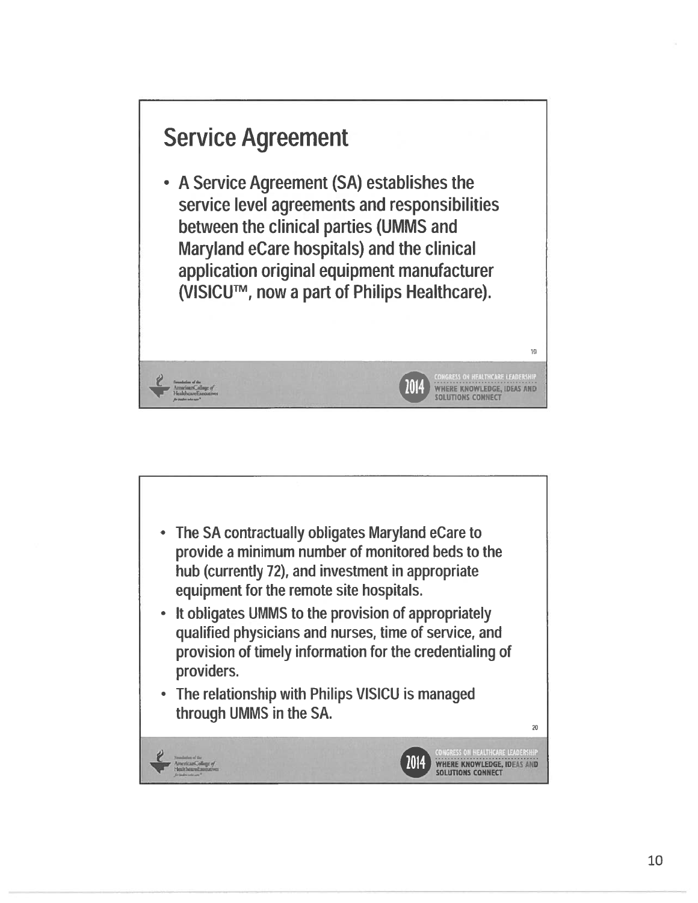## Service Agreement

- A Service Agreement (SA) establishes the service level agreements and responsibilities between the clinical parties (UMMS and Maryland eCare hospitals) and the clinical application original equipment manufacturer (VISICU™, now a part of Philips Healthcare).

---

- The SA contractually obligates Maryland eCare to provide a minimum number of monitored beds to the hub (currently 72), and investment in appropriate equipment for the remote site hospitals.
- It obligates UMMS to the provision of appropriately qualified physicians and nurses, time of service, and provision of timely information for the credentialing of providers.
- The relationship with Philips VISICU is managed through UMMS in the SA.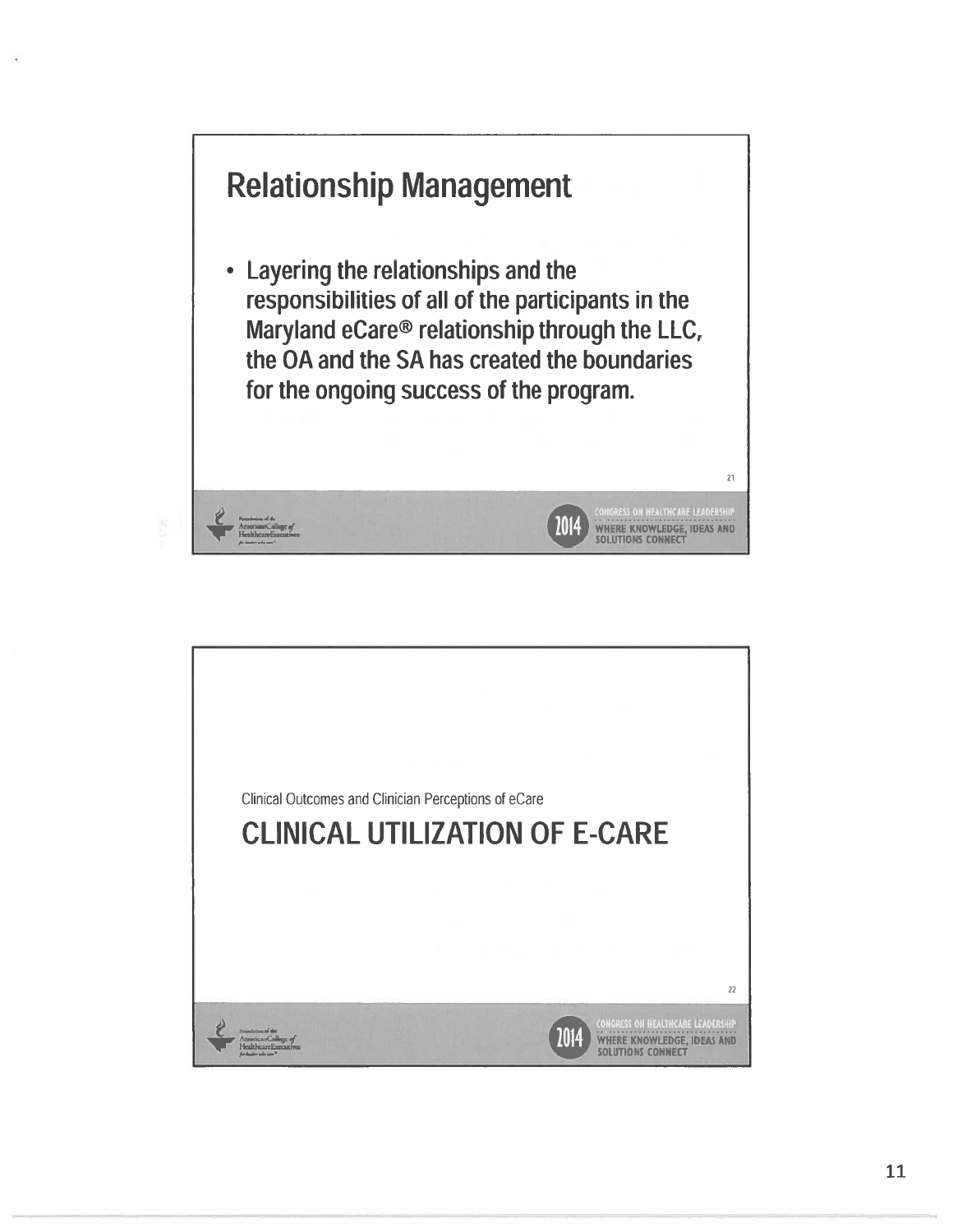## Relationship Management

- Layering the relationships and the responsibilities of all of the participants in the Maryland eCare® relationship through the LLC, the OA and the SA has created the boundaries for the ongoing success of the program.

Clinical Outcomes and Clinician Perceptions of eCare

## CLINICAL UTILIZATION OF E-CARE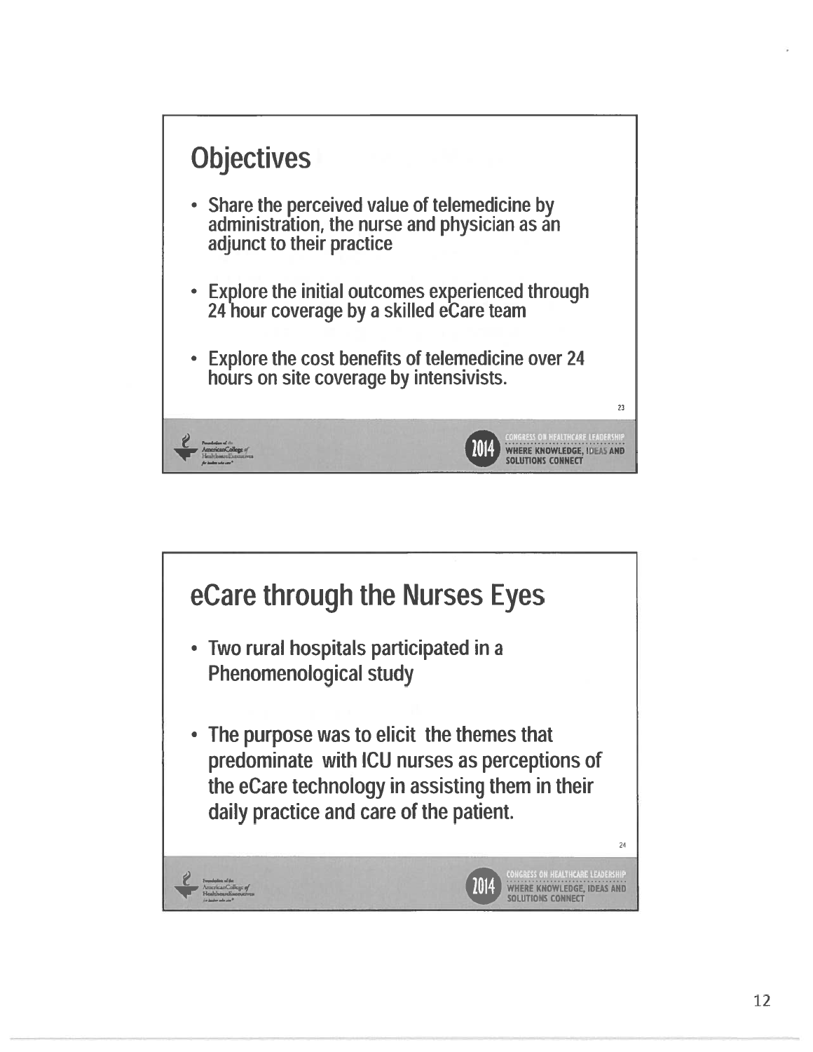## Objectives

- Share the perceived value of telemedicine by administration, the nurse and physician as an adjunct to their practice
- Explore the initial outcomes experienced through 24 hour coverage by a skilled eCare team
- Explore the cost benefits of telemedicine over 24 hours on site coverage by intensivists.

## eCare through the Nurses Eyes

- Two rural hospitals participated in a Phenomenological study
- The purpose was to elicit the themes that predominate with ICU nurses as perceptions of the eCare technology in assisting them in their daily practice and care of the patient.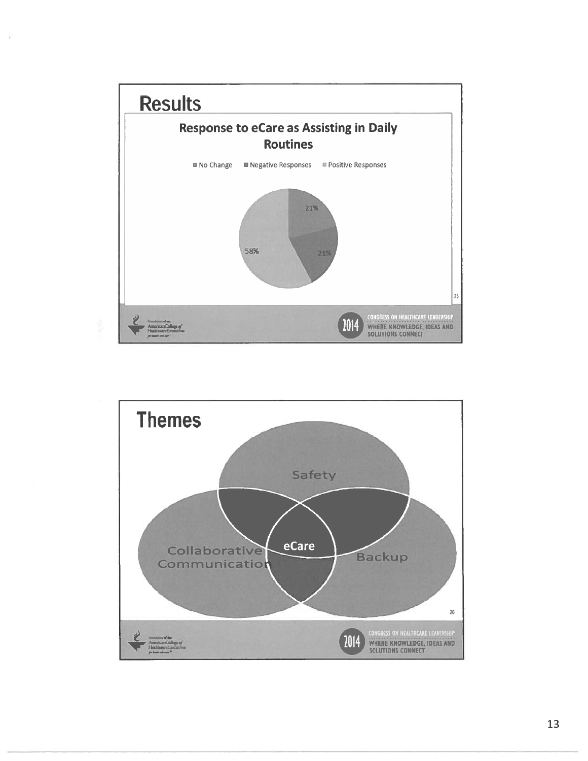# Results

**Response to eCare as Assisting in Daily Routines**

- No Change
- Negative Responses
- Positive Responses

21%

21%

58%

# Themes

Safety

Collaborative Communication

Backup

eCare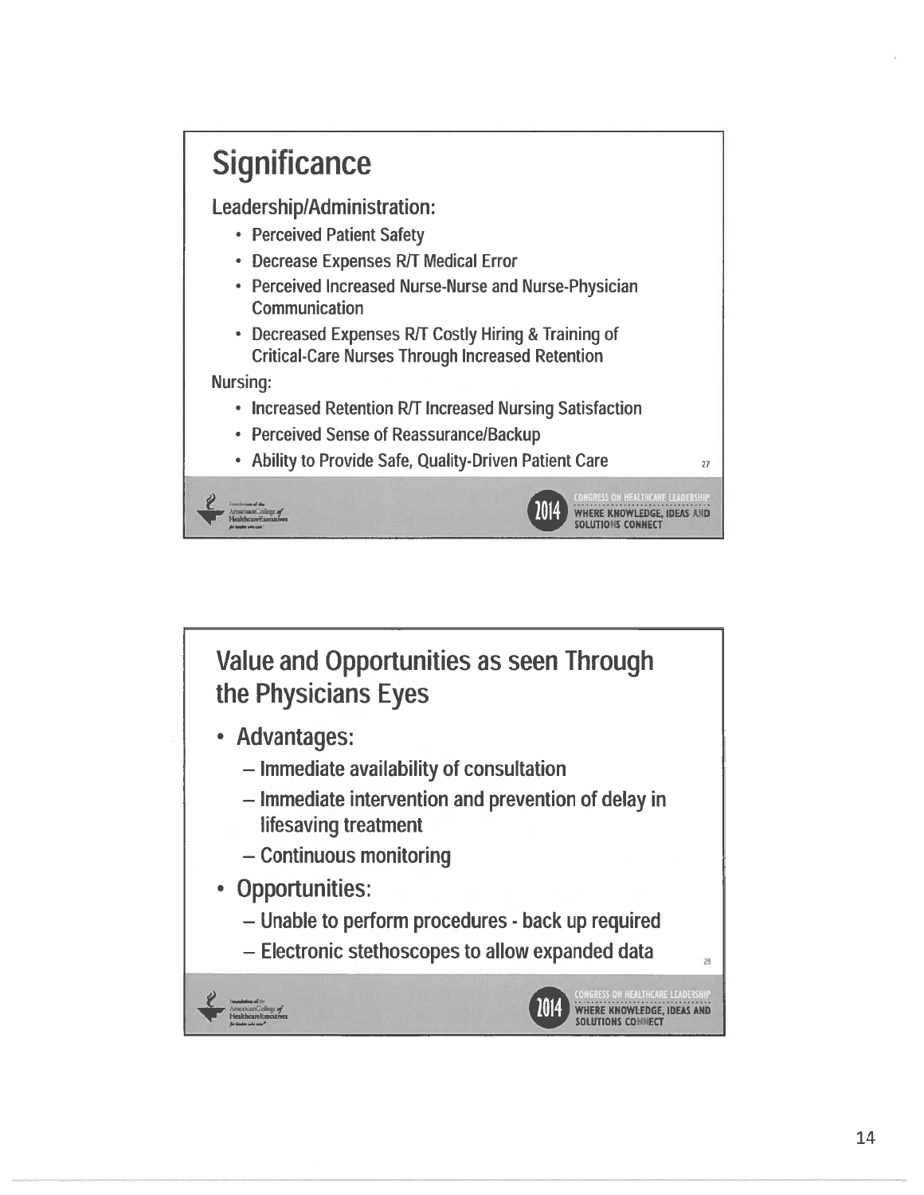## Significance

**Leadership/Administration:**

- Perceived Patient Safety
- Decrease Expenses R/T Medical Error
- Perceived Increased Nurse-Nurse and Nurse-Physician Communication
- Decreased Expenses R/T Costly Hiring & Training of Critical-Care Nurses Through Increased Retention

**Nursing:**

- Increased Retention R/T Increased Nursing Satisfaction
- Perceived Sense of Reassurance/Backup
- Ability to Provide Safe, Quality-Driven Patient Care

## Value and Opportunities as seen Through the Physicians Eyes

- Advantages:
  - Immediate availability of consultation
  - Immediate intervention and prevention of delay in lifesaving treatment
  - Continuous monitoring
- Opportunities:
  - Unable to perform procedures - back up required
  - Electronic stethoscopes to allow expanded data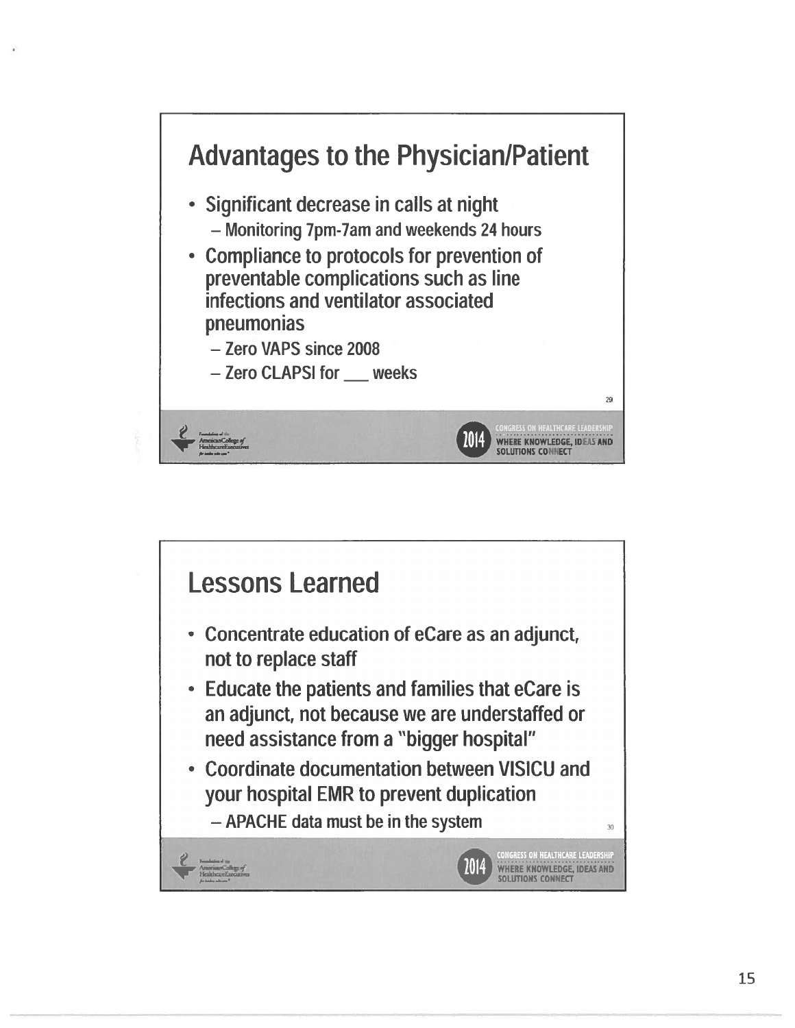## Advantages to the Physician/Patient

- Significant decrease in calls at night
  - Monitoring 7pm-7am and weekends 24 hours
- Compliance to protocols for prevention of preventable complications such as line infections and ventilator associated pneumonias
  - Zero VAPS since 2008
  - Zero CLAPSI for ___ weeks

## Lessons Learned

- Concentrate education of eCare as an adjunct, not to replace staff
- Educate the patients and families that eCare is an adjunct, not because we are understaffed or need assistance from a "bigger hospital"
- Coordinate documentation between VISICU and your hospital EMR to prevent duplication
  - APACHE data must be in the system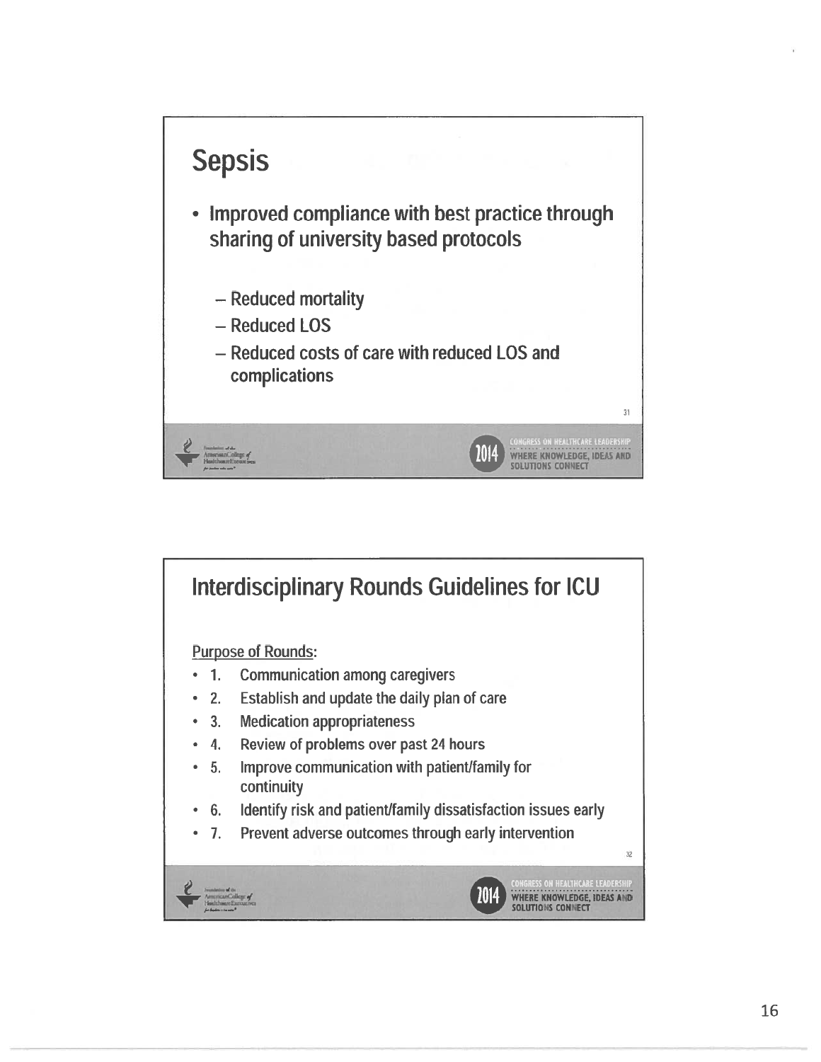## Sepsis

- Improved compliance with best practice through sharing of university based protocols
  - Reduced mortality
  - Reduced LOS
  - Reduced costs of care with reduced LOS and complications

## Interdisciplinary Rounds Guidelines for ICU

Purpose of Rounds:

- 1. Communication among caregivers
- 2. Establish and update the daily plan of care
- 3. Medication appropriateness
- 4. Review of problems over past 24 hours
- 5. Improve communication with patient/family for continuity
- 6. Identify risk and patient/family dissatisfaction issues early
- 7. Prevent adverse outcomes through early intervention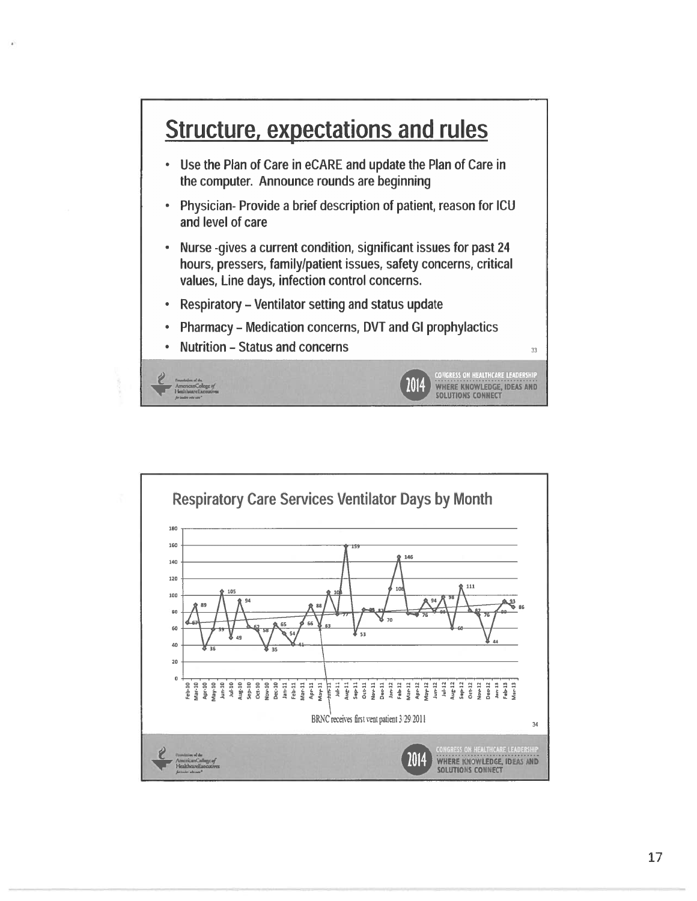## Structure, expectations and rules

- Use the Plan of Care in eCARE and update the Plan of Care in the computer. Announce rounds are beginning
- Physician- Provide a brief description of patient, reason for ICU and level of care
- Nurse -gives a current condition, significant issues for past 24 hours, pressers, family/patient issues, safety concerns, critical values, Line days, infection control concerns.
- Respiratory – Ventilator setting and status update
- Pharmacy – Medication concerns, DVT and GI prophylactics
- Nutrition – Status and concerns

## Respiratory Care Services Ventilator Days by Month

| Month | Ventilator Days |
|---|---|
| Feb-10 | 67 |
| Mar-10 | 89 |
| Apr-10 | 36 |
| May-10 | 59 |
| Jun-10 | 105 |
| Jul-10 | 49 |
| Aug-10 | 94 |
| Sep-10 | 62 |
| Oct-10 | 58 |
| Nov-10 | 35 |
| Dec-10 | 65 |
| Jan-11 | 54 |
| Feb-11 | 41 |
| Mar-11 | 66 |
| Apr-11 | 88 |
| May-11 | 63 |
| Jun-11 | 104 |
| Jul-11 | 77 |
| Aug-11 | 159 |
| Sep-11 | 53 |
| Oct-11 | 83 |
| Nov-11 | 82 |
| Dec-11 | 70 |
| Jan-12 | 108 |
| Feb-12 | 146 |
| Mar-12 | 78 |
| Apr-12 | 76 |
| May-12 | 94 |
| Jun-12 | 80 |
| Jul-12 | 98 |
| Aug-12 | 60 |
| Sep-12 | 111 |
| Oct-12 | 82 |
| Nov-12 | 76 |
| Dec-12 | 44 |
| Jan-13 | 80 |
| Feb-13 | 93 |
| Mar-13 | 86 |

BRNC receives first vent patient 3/29/2011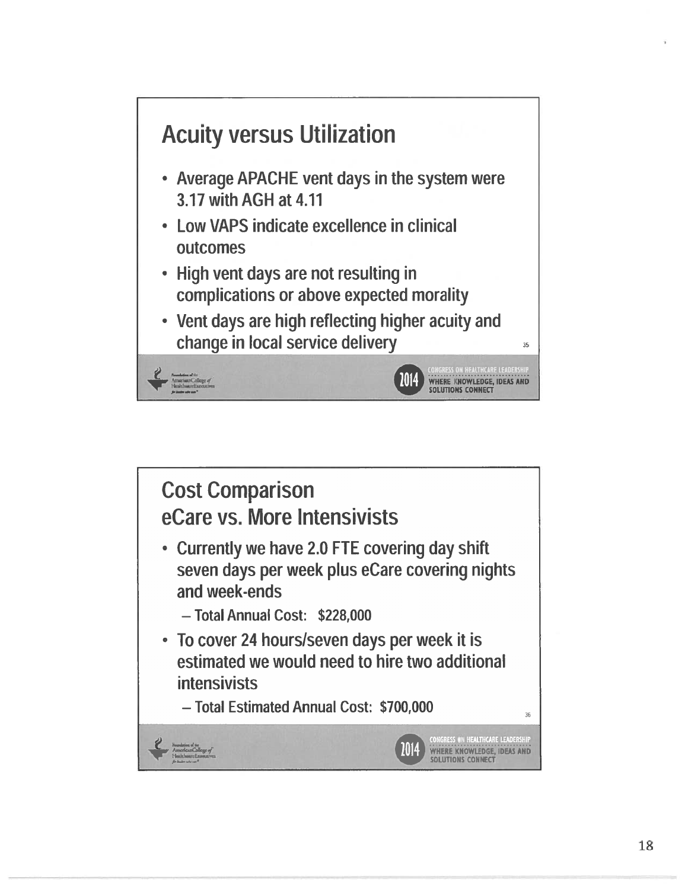## Acuity versus Utilization

- Average APACHE vent days in the system were 3.17 with AGH at 4.11
- Low VAPS indicate excellence in clinical outcomes
- High vent days are not resulting in complications or above expected morality
- Vent days are high reflecting higher acuity and change in local service delivery

## Cost Comparison eCare vs. More Intensivists

- Currently we have 2.0 FTE covering day shift seven days per week plus eCare covering nights and week-ends
  - Total Annual Cost: $228,000
- To cover 24 hours/seven days per week it is estimated we would need to hire two additional intensivists
  - Total Estimated Annual Cost: $700,000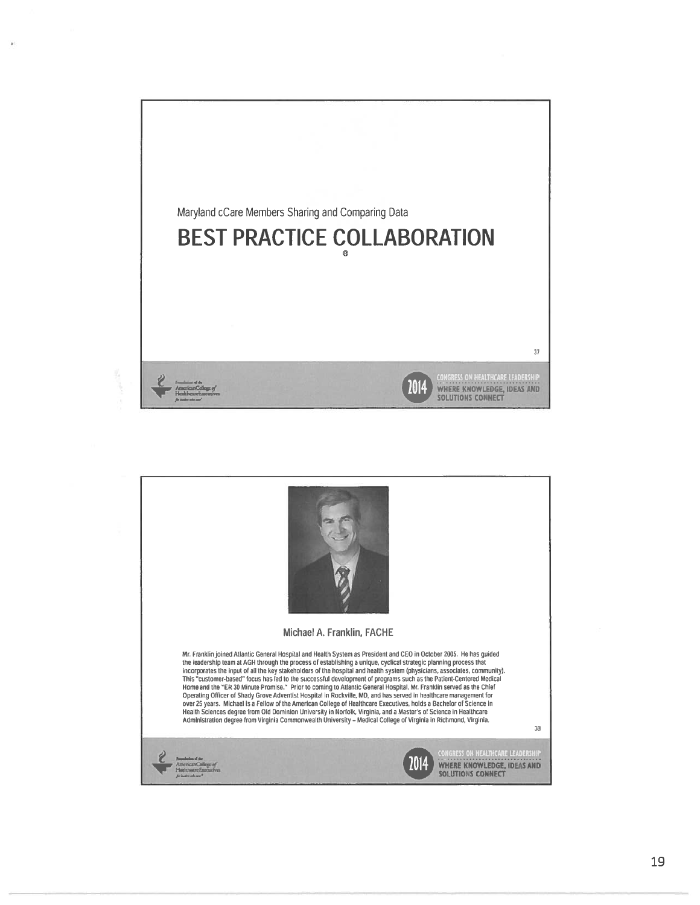Maryland cCare Members Sharing and Comparing Data

# BEST PRACTICE COLLABORATION

®

## Michael A. Franklin, FACHE

Mr. Franklin joined Atlantic General Hospital and Health System as President and CEO in October 2005. He has guided the leadership team at AGH through the process of establishing a unique, cyclical strategic planning process that incorporates the input of all the key stakeholders of the hospital and health system (physicians, associates, community). This "customer-based" focus has led to the successful development of programs such as the Patient-Centered Medical Home and the "ER 30 Minute Promise." Prior to coming to Atlantic General Hospital, Mr. Franklin served as the Chief Operating Officer of Shady Grove Adventist Hospital in Rockville, MD, and has served in healthcare management for over 25 years. Michael is a Fellow of the American College of Healthcare Executives, holds a Bachelor of Science in Health Sciences degree from Old Dominion University in Norfolk, Virginia, and a Master's of Science in Healthcare Administration degree from Virginia Commonwealth University – Medical College of Virginia in Richmond, Virginia.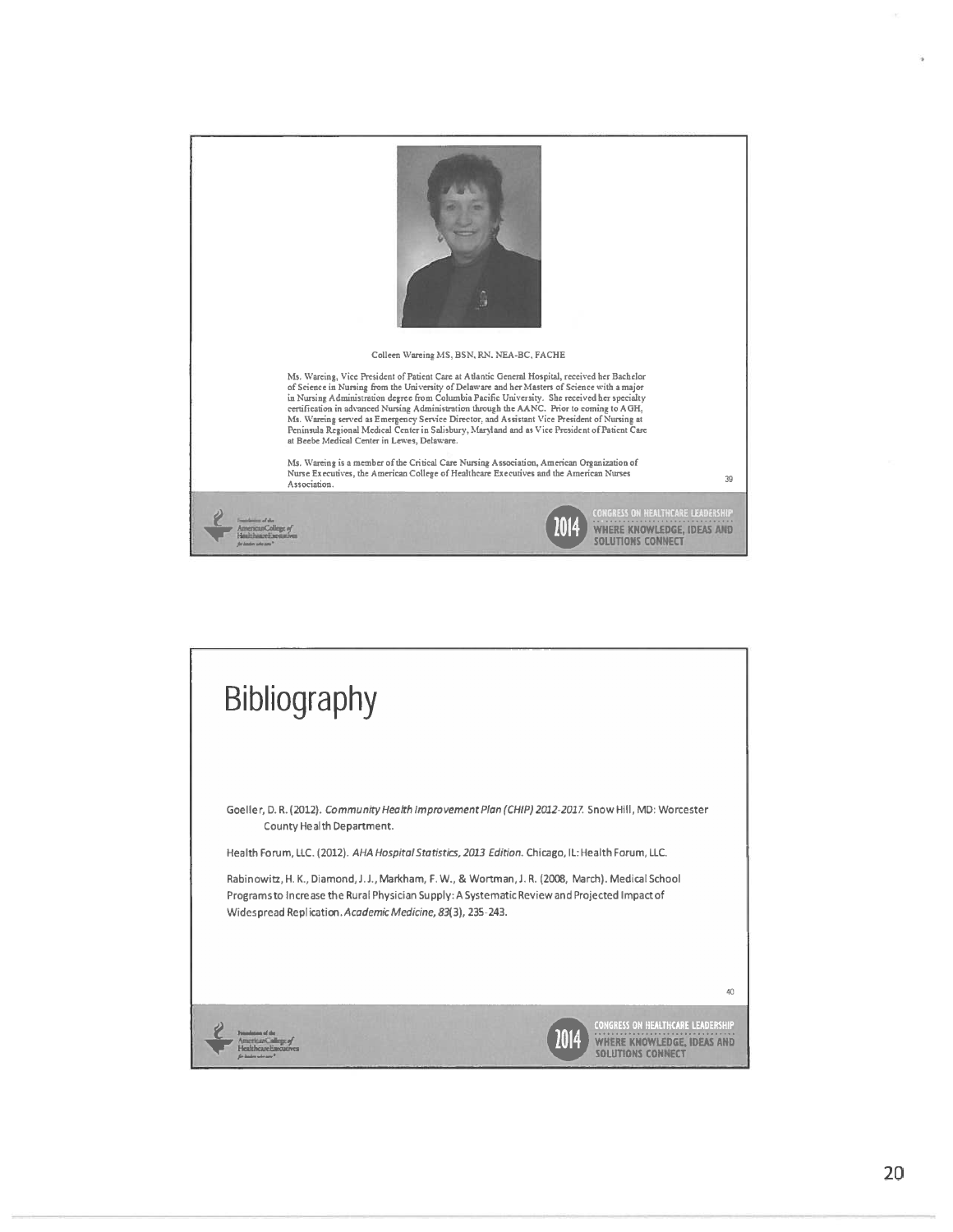Colleen Wareing MS, BSN, RN, NEA-BC, FACHE

Ms. Wareing, Vice President of Patient Care at Atlantic General Hospital, received her Bachelor of Science in Nursing from the University of Delaware and her Masters of Science with a major in Nursing Administration degree from Columbia Pacific University. She received her specialty certification in advanced Nursing Administration through the AANC. Prior to coming to AGH, Ms. Wareing served as Emergency Service Director, and Assistant Vice President of Nursing at Peninsula Regional Medical Center in Salisbury, Maryland and as Vice President of Patient Care at Beebe Medical Center in Lewes, Delaware.

Ms. Wareing is a member of the Critical Care Nursing Association, American Organization of Nurse Executives, the American College of Healthcare Executives and the American Nurses Association.

# Bibliography

Goeller, D. R. (2012). *Community Health Improvement Plan (CHIP) 2012-2017.* Snow Hill, MD: Worcester County Health Department.

Health Forum, LLC. (2012). *AHA Hospital Statistics, 2013 Edition.* Chicago, IL: Health Forum, LLC.

Rabinowitz, H. K., Diamond, J. J., Markham, F. W., & Wortman, J. R. (2008, March). Medical School Programs to Increase the Rural Physician Supply: A Systematic Review and Projected Impact of Widespread Replication. *Academic Medicine, 83*(3), 235-243.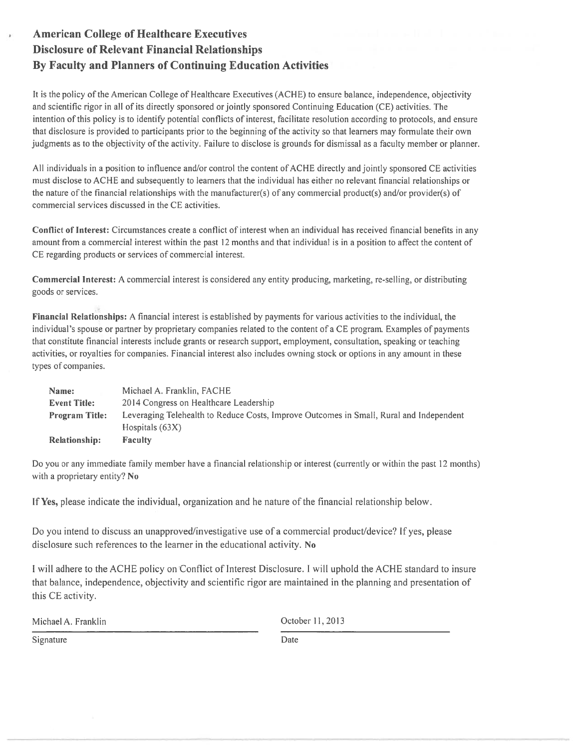# American College of Healthcare Executives
# Disclosure of Relevant Financial Relationships
# By Faculty and Planners of Continuing Education Activities

It is the policy of the American College of Healthcare Executives (ACHE) to ensure balance, independence, objectivity and scientific rigor in all of its directly sponsored or jointly sponsored Continuing Education (CE) activities. The intention of this policy is to identify potential conflicts of interest, facilitate resolution according to protocols, and ensure that disclosure is provided to participants prior to the beginning of the activity so that learners may formulate their own judgments as to the objectivity of the activity. Failure to disclose is grounds for dismissal as a faculty member or planner.

All individuals in a position to influence and/or control the content of ACHE directly and jointly sponsored CE activities must disclose to ACHE and subsequently to learners that the individual has either no relevant financial relationships or the nature of the financial relationships with the manufacturer(s) of any commercial product(s) and/or provider(s) of commercial services discussed in the CE activities.

**Conflict of Interest:** Circumstances create a conflict of interest when an individual has received financial benefits in any amount from a commercial interest within the past 12 months and that individual is in a position to affect the content of CE regarding products or services of commercial interest.

**Commercial Interest:** A commercial interest is considered any entity producing, marketing, re-selling, or distributing goods or services.

**Financial Relationships:** A financial interest is established by payments for various activities to the individual, the individual's spouse or partner by proprietary companies related to the content of a CE program. Examples of payments that constitute financial interests include grants or research support, employment, consultation, speaking or teaching activities, or royalties for companies. Financial interest also includes owning stock or options in any amount in these types of companies.

**Name:** Michael A. Franklin, FACHE
**Event Title:** 2014 Congress on Healthcare Leadership
**Program Title:** Leveraging Telehealth to Reduce Costs, Improve Outcomes in Small, Rural and Independent Hospitals (63X)
**Relationship:** **Faculty**

Do you or any immediate family member have a financial relationship or interest (currently or within the past 12 months) with a proprietary entity? **No**

**If Yes,** please indicate the individual, organization and he nature of the financial relationship below.

Do you intend to discuss an unapproved/investigative use of a commercial product/device? If yes, please disclosure such references to the learner in the educational activity. **No**

I will adhere to the ACHE policy on Conflict of Interest Disclosure. I will uphold the ACHE standard to insure that balance, independence, objectivity and scientific rigor are maintained in the planning and presentation of this CE activity.

Michael A. Franklin — Signature

October 11, 2013 — Date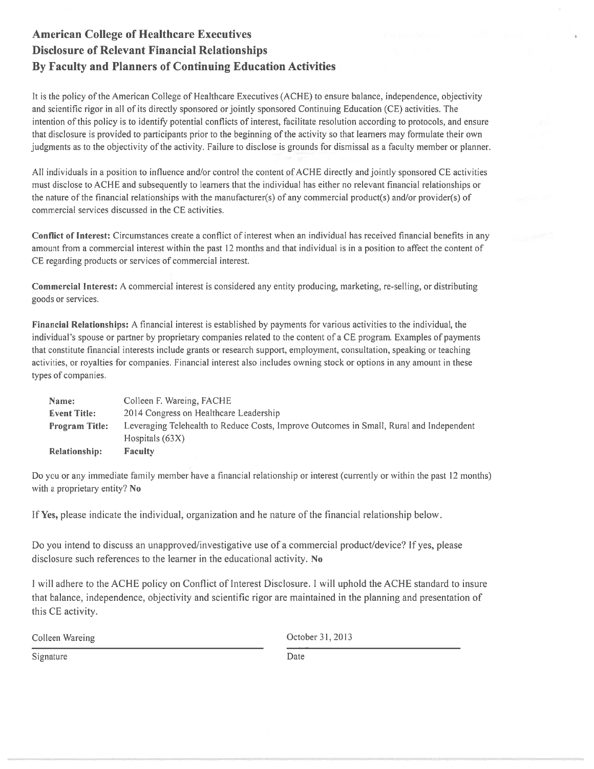# American College of Healthcare Executives
# Disclosure of Relevant Financial Relationships
# By Faculty and Planners of Continuing Education Activities

It is the policy of the American College of Healthcare Executives (ACHE) to ensure balance, independence, objectivity and scientific rigor in all of its directly sponsored or jointly sponsored Continuing Education (CE) activities. The intention of this policy is to identify potential conflicts of interest, facilitate resolution according to protocols, and ensure that disclosure is provided to participants prior to the beginning of the activity so that learners may formulate their own judgments as to the objectivity of the activity. Failure to disclose is grounds for dismissal as a faculty member or planner.

All individuals in a position to influence and/or control the content of ACHE directly and jointly sponsored CE activities must disclose to ACHE and subsequently to learners that the individual has either no relevant financial relationships or the nature of the financial relationships with the manufacturer(s) of any commercial product(s) and/or provider(s) of commercial services discussed in the CE activities.

**Conflict of Interest:** Circumstances create a conflict of interest when an individual has received financial benefits in any amount from a commercial interest within the past 12 months and that individual is in a position to affect the content of CE regarding products or services of commercial interest.

**Commercial Interest:** A commercial interest is considered any entity producing, marketing, re-selling, or distributing goods or services.

**Financial Relationships:** A financial interest is established by payments for various activities to the individual, the individual's spouse or partner by proprietary companies related to the content of a CE program. Examples of payments that constitute financial interests include grants or research support, employment, consultation, speaking or teaching activities, or royalties for companies. Financial interest also includes owning stock or options in any amount in these types of companies.

| | |
|---|---|
| **Name:** | Colleen F. Wareing, FACHE |
| **Event Title:** | 2014 Congress on Healthcare Leadership |
| **Program Title:** | Leveraging Telehealth to Reduce Costs, Improve Outcomes in Small, Rural and Independent Hospitals (63X) |
| **Relationship:** | **Faculty** |

Do you or any immediate family member have a financial relationship or interest (currently or within the past 12 months) with a proprietary entity? **No**

If **Yes,** please indicate the individual, organization and he nature of the financial relationship below.

Do you intend to discuss an unapproved/investigative use of a commercial product/device? If yes, please disclosure such references to the learner in the educational activity. **No**

I will adhere to the ACHE policy on Conflict of Interest Disclosure. I will uphold the ACHE standard to insure that balance, independence, objectivity and scientific rigor are maintained in the planning and presentation of this CE activity.

| | |
|---|---|
| Colleen Wareing | October 31, 2013 |
| Signature | Date |